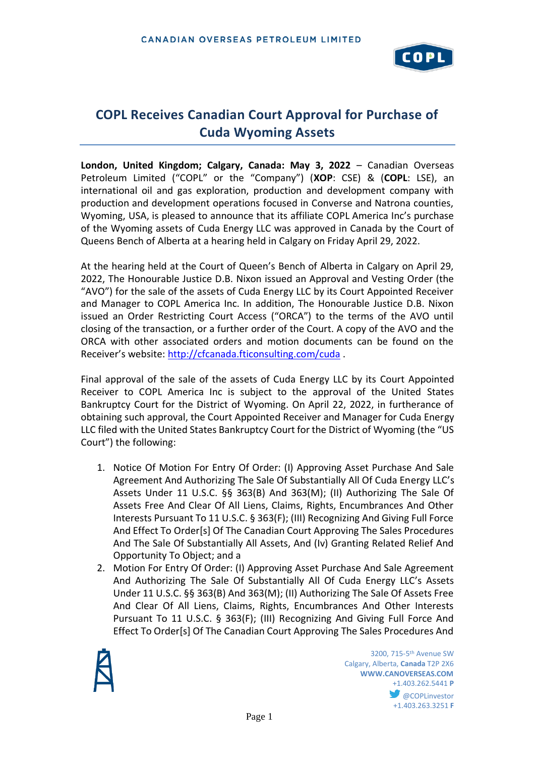# COPL Receives Canadian Court Approval for Purchase of Cuda Wyoming Assets

**London, United Kingdom; Calgary, Canada: May 3, 2022** – Canadian Overseas Petroleum Limited ("COPL" or the "Company") (**XOP**: CSE) & (**COPL**: LSE), an international oil and gas exploration, production and development company with production and development operations focused in Converse and Natrona counties, Wyoming, USA, is pleased to announce that its affiliate COPL America Inc's purchase of the Wyoming assets of Cuda Energy LLC was approved in Canada by the Court of Queens Bench of Alberta at a hearing held in Calgary on Friday April 29, 2022.

At the hearing held at the Court of Queen's Bench of Alberta in Calgary on April 29, 2022, The Honourable Justice D.B. Nixon issued an Approval and Vesting Order (the "AVO") for the sale of the assets of Cuda Energy LLC by its Court Appointed Receiver and Manager to COPL America Inc. In addition, The Honourable Justice D.B. Nixon issued an Order Restricting Court Access ("ORCA") to the terms of the AVO until closing of the transaction, or a further order of the Court. A copy of the AVO and the ORCA with other associated orders and motion documents can be found on the Receiver's website: http://cfcanada.fticonsulting.com/cuda .

Final approval of the sale of the assets of Cuda Energy LLC by its Court Appointed Receiver to COPL America Inc is subject to the approval of the United States Bankruptcy Court for the District of Wyoming. On April 22, 2022, in furtherance of obtaining such approval, the Court Appointed Receiver and Manager for Cuda Energy LLC filed with the United States Bankruptcy Court for the District of Wyoming (the "US Court") the following:

1. Notice Of Motion For Entry Of Order: (I) Approving Asset Purchase And Sale Agreement And Authorizing The Sale Of Substantially All Of Cuda Energy LLC's Assets Under 11 U.S.C. §§ 363(B) And 363(M); (II) Authorizing The Sale Of Assets Free And Clear Of All Liens, Claims, Rights, Encumbrances And Other Interests Pursuant To 11 U.S.C. § 363(F); (III) Recognizing And Giving Full Force And Effect To Order[s] Of The Canadian Court Approving The Sales Procedures And The Sale Of Substantially All Assets, And (Iv) Granting Related Relief And Opportunity To Object; and a
2. Motion For Entry Of Order: (I) Approving Asset Purchase And Sale Agreement And Authorizing The Sale Of Substantially All Of Cuda Energy LLC's Assets Under 11 U.S.C. §§ 363(B) And 363(M); (II) Authorizing The Sale Of Assets Free And Clear Of All Liens, Claims, Rights, Encumbrances And Other Interests Pursuant To 11 U.S.C. § 363(F); (III) Recognizing And Giving Full Force And Effect To Order[s] Of The Canadian Court Approving The Sales Procedures And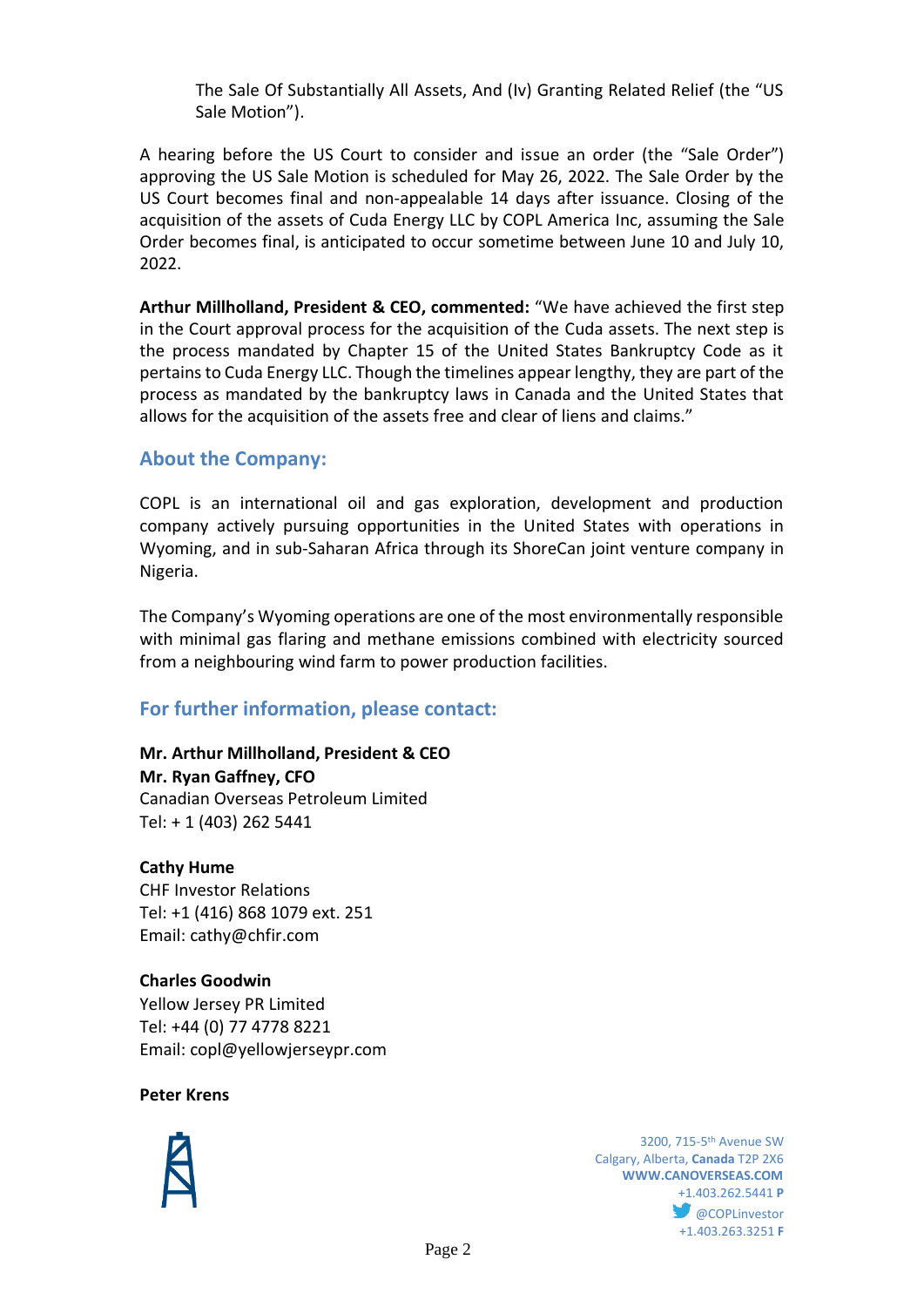The Sale Of Substantially All Assets, And (Iv) Granting Related Relief (the "US Sale Motion").

A hearing before the US Court to consider and issue an order (the "Sale Order") approving the US Sale Motion is scheduled for May 26, 2022. The Sale Order by the US Court becomes final and non-appealable 14 days after issuance. Closing of the acquisition of the assets of Cuda Energy LLC by COPL America Inc, assuming the Sale Order becomes final, is anticipated to occur sometime between June 10 and July 10, 2022.

**Arthur Millholland, President & CEO, commented:** "We have achieved the first step in the Court approval process for the acquisition of the Cuda assets. The next step is the process mandated by Chapter 15 of the United States Bankruptcy Code as it pertains to Cuda Energy LLC. Though the timelines appear lengthy, they are part of the process as mandated by the bankruptcy laws in Canada and the United States that allows for the acquisition of the assets free and clear of liens and claims."

## About the Company:

COPL is an international oil and gas exploration, development and production company actively pursuing opportunities in the United States with operations in Wyoming, and in sub-Saharan Africa through its ShoreCan joint venture company in Nigeria.

The Company's Wyoming operations are one of the most environmentally responsible with minimal gas flaring and methane emissions combined with electricity sourced from a neighbouring wind farm to power production facilities.

## For further information, please contact:

**Mr. Arthur Millholland, President & CEO**
**Mr. Ryan Gaffney, CFO**
Canadian Overseas Petroleum Limited
Tel: + 1 (403) 262 5441

**Cathy Hume**
CHF Investor Relations
Tel: +1 (416) 868 1079 ext. 251
Email: cathy@chfir.com

**Charles Goodwin**
Yellow Jersey PR Limited
Tel: +44 (0) 77 4778 8221
Email: copl@yellowjerseypr.com

**Peter Krens**

3200, 715-5th Avenue SW
Calgary, Alberta, **Canada** T2P 2X6
**WWW.CANOVERSEAS.COM**
+1.403.262.5441 **P**
@COPLinvestor
+1.403.263.3251 **F**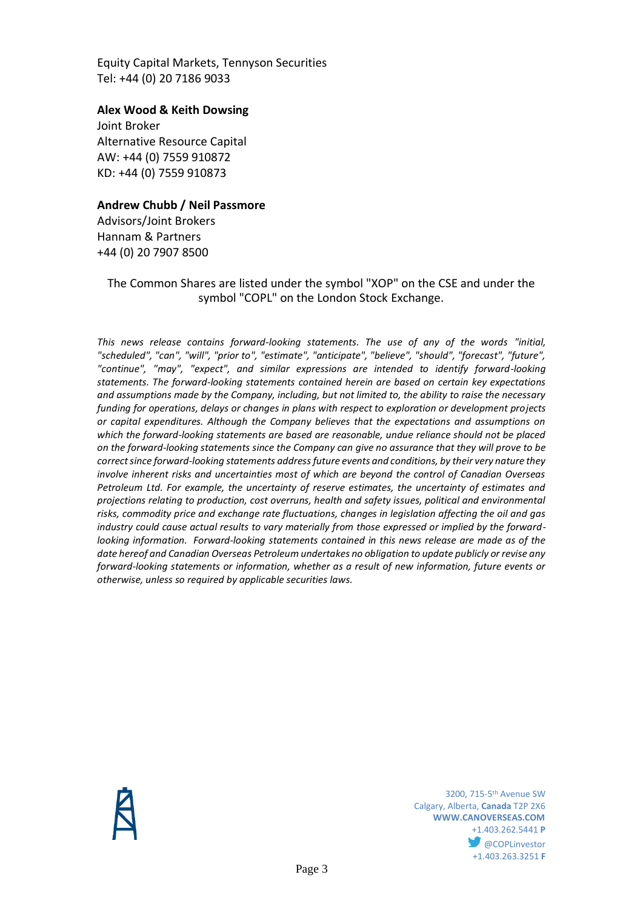Equity Capital Markets, Tennyson Securities
Tel: +44 (0) 20 7186 9033

**Alex Wood & Keith Dowsing**
Joint Broker
Alternative Resource Capital
AW: +44 (0) 7559 910872
KD: +44 (0) 7559 910873

**Andrew Chubb / Neil Passmore**
Advisors/Joint Brokers
Hannam & Partners
+44 (0) 20 7907 8500

The Common Shares are listed under the symbol "XOP" on the CSE and under the symbol "COPL" on the London Stock Exchange.

*This news release contains forward-looking statements. The use of any of the words "initial, "scheduled", "can", "will", "prior to", "estimate", "anticipate", "believe", "should", "forecast", "future", "continue", "may", "expect", and similar expressions are intended to identify forward-looking statements. The forward-looking statements contained herein are based on certain key expectations and assumptions made by the Company, including, but not limited to, the ability to raise the necessary funding for operations, delays or changes in plans with respect to exploration or development projects or capital expenditures. Although the Company believes that the expectations and assumptions on which the forward-looking statements are based are reasonable, undue reliance should not be placed on the forward-looking statements since the Company can give no assurance that they will prove to be correct since forward-looking statements address future events and conditions, by their very nature they involve inherent risks and uncertainties most of which are beyond the control of Canadian Overseas Petroleum Ltd. For example, the uncertainty of reserve estimates, the uncertainty of estimates and projections relating to production, cost overruns, health and safety issues, political and environmental risks, commodity price and exchange rate fluctuations, changes in legislation affecting the oil and gas industry could cause actual results to vary materially from those expressed or implied by the forward-looking information. Forward-looking statements contained in this news release are made as of the date hereof and Canadian Overseas Petroleum undertakes no obligation to update publicly or revise any forward-looking statements or information, whether as a result of new information, future events or otherwise, unless so required by applicable securities laws.*

3200, 715-5th Avenue SW
Calgary, Alberta, **Canada** T2P 2X6
**WWW.CANOVERSEAS.COM**
+1.403.262.5441 **P**
@COPLinvestor
+1.403.263.3251 **F**